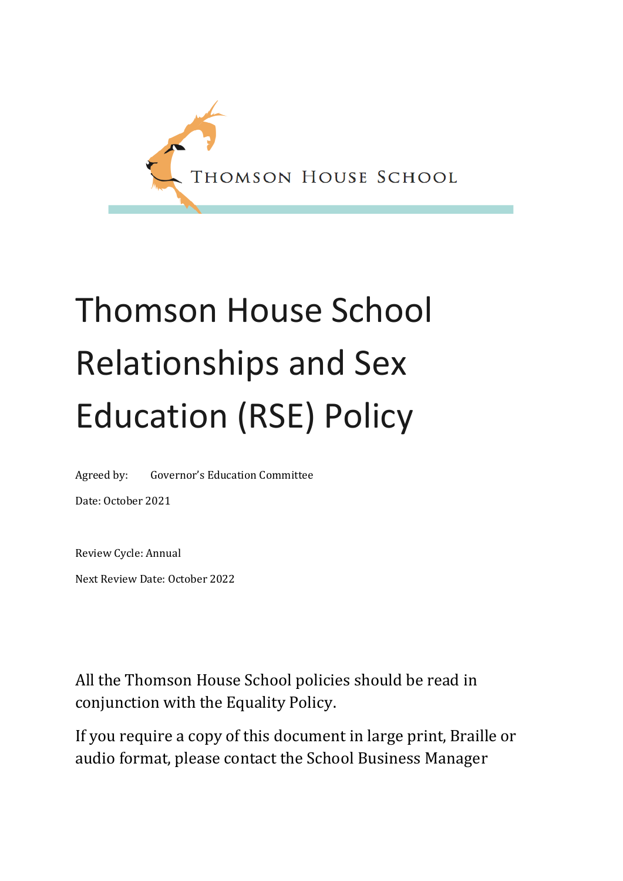THOMSON HOUSE SCHOOL

# Thomson House School Relationships and Sex Education (RSE) Policy

Agreed by: Governor's Education Committee

Date: October 2021

Review Cycle: Annual

Next Review Date: October 2022

All the Thomson House School policies should be read in conjunction with the Equality Policy.

If you require a copy of this document in large print, Braille or audio format, please contact the School Business Manager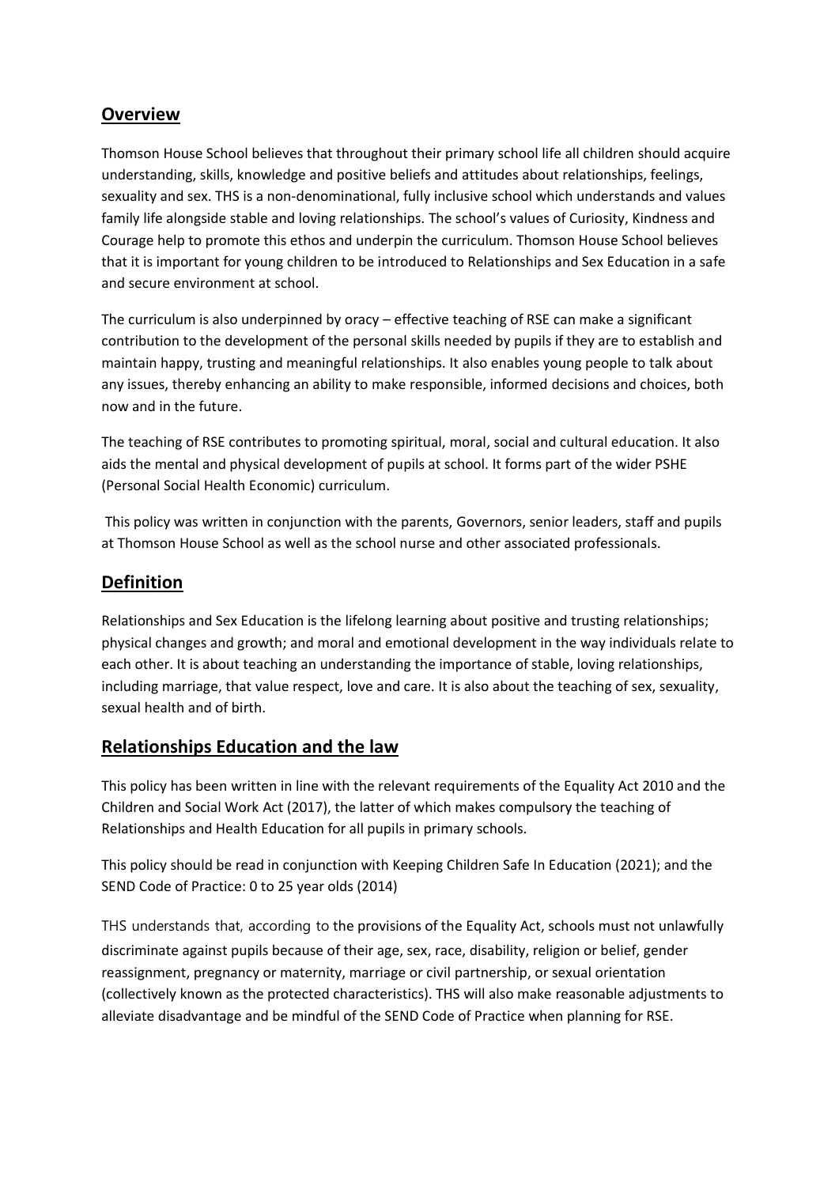## Overview

Thomson House School believes that throughout their primary school life all children should acquire understanding, skills, knowledge and positive beliefs and attitudes about relationships, feelings, sexuality and sex. THS is a non-denominational, fully inclusive school which understands and values family life alongside stable and loving relationships. The school's values of Curiosity, Kindness and Courage help to promote this ethos and underpin the curriculum. Thomson House School believes that it is important for young children to be introduced to Relationships and Sex Education in a safe and secure environment at school.

The curriculum is also underpinned by oracy – effective teaching of RSE can make a significant contribution to the development of the personal skills needed by pupils if they are to establish and maintain happy, trusting and meaningful relationships. It also enables young people to talk about any issues, thereby enhancing an ability to make responsible, informed decisions and choices, both now and in the future.

The teaching of RSE contributes to promoting spiritual, moral, social and cultural education. It also aids the mental and physical development of pupils at school. It forms part of the wider PSHE (Personal Social Health Economic) curriculum.

This policy was written in conjunction with the parents, Governors, senior leaders, staff and pupils at Thomson House School as well as the school nurse and other associated professionals.

## Definition

Relationships and Sex Education is the lifelong learning about positive and trusting relationships; physical changes and growth; and moral and emotional development in the way individuals relate to each other. It is about teaching an understanding the importance of stable, loving relationships, including marriage, that value respect, love and care. It is also about the teaching of sex, sexuality, sexual health and of birth.

## Relationships Education and the law

This policy has been written in line with the relevant requirements of the Equality Act 2010 and the Children and Social Work Act (2017), the latter of which makes compulsory the teaching of Relationships and Health Education for all pupils in primary schools.

This policy should be read in conjunction with Keeping Children Safe In Education (2021); and the SEND Code of Practice: 0 to 25 year olds (2014)

THS understands that, according to the provisions of the Equality Act, schools must not unlawfully discriminate against pupils because of their age, sex, race, disability, religion or belief, gender reassignment, pregnancy or maternity, marriage or civil partnership, or sexual orientation (collectively known as the protected characteristics). THS will also make reasonable adjustments to alleviate disadvantage and be mindful of the SEND Code of Practice when planning for RSE.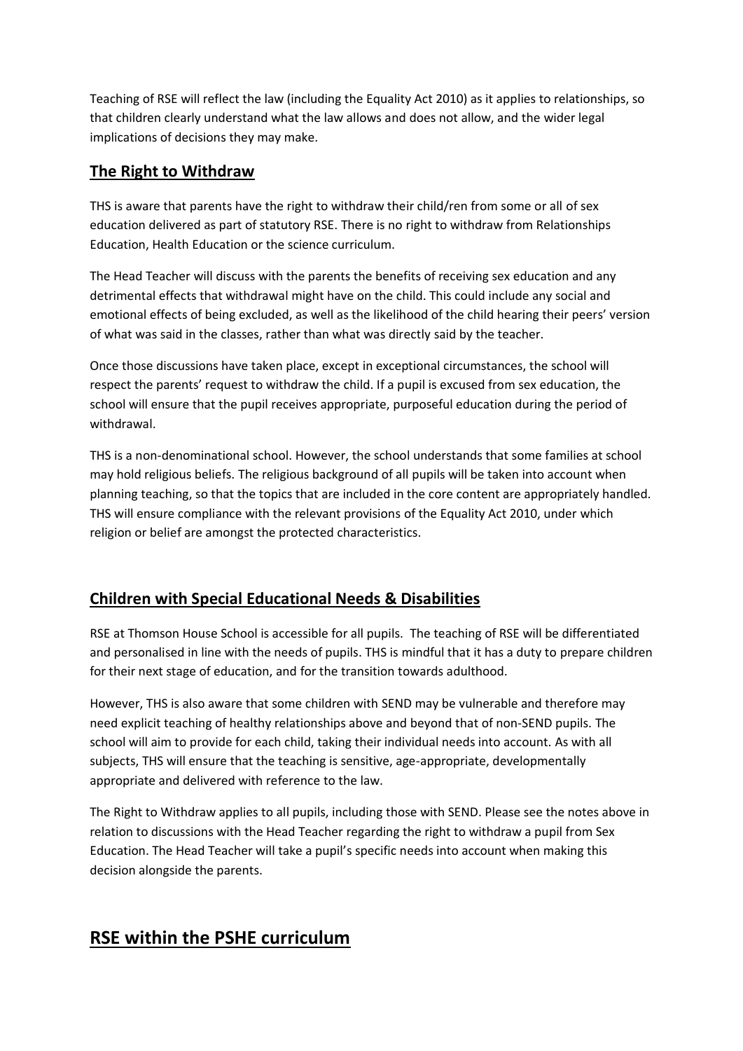Teaching of RSE will reflect the law (including the Equality Act 2010) as it applies to relationships, so that children clearly understand what the law allows and does not allow, and the wider legal implications of decisions they may make.

## The Right to Withdraw

THS is aware that parents have the right to withdraw their child/ren from some or all of sex education delivered as part of statutory RSE. There is no right to withdraw from Relationships Education, Health Education or the science curriculum.

The Head Teacher will discuss with the parents the benefits of receiving sex education and any detrimental effects that withdrawal might have on the child. This could include any social and emotional effects of being excluded, as well as the likelihood of the child hearing their peers' version of what was said in the classes, rather than what was directly said by the teacher.

Once those discussions have taken place, except in exceptional circumstances, the school will respect the parents' request to withdraw the child. If a pupil is excused from sex education, the school will ensure that the pupil receives appropriate, purposeful education during the period of withdrawal.

THS is a non-denominational school. However, the school understands that some families at school may hold religious beliefs. The religious background of all pupils will be taken into account when planning teaching, so that the topics that are included in the core content are appropriately handled. THS will ensure compliance with the relevant provisions of the Equality Act 2010, under which religion or belief are amongst the protected characteristics.

## Children with Special Educational Needs & Disabilities

RSE at Thomson House School is accessible for all pupils. The teaching of RSE will be differentiated and personalised in line with the needs of pupils. THS is mindful that it has a duty to prepare children for their next stage of education, and for the transition towards adulthood.

However, THS is also aware that some children with SEND may be vulnerable and therefore may need explicit teaching of healthy relationships above and beyond that of non-SEND pupils. The school will aim to provide for each child, taking their individual needs into account. As with all subjects, THS will ensure that the teaching is sensitive, age-appropriate, developmentally appropriate and delivered with reference to the law.

The Right to Withdraw applies to all pupils, including those with SEND. Please see the notes above in relation to discussions with the Head Teacher regarding the right to withdraw a pupil from Sex Education. The Head Teacher will take a pupil's specific needs into account when making this decision alongside the parents.

# RSE within the PSHE curriculum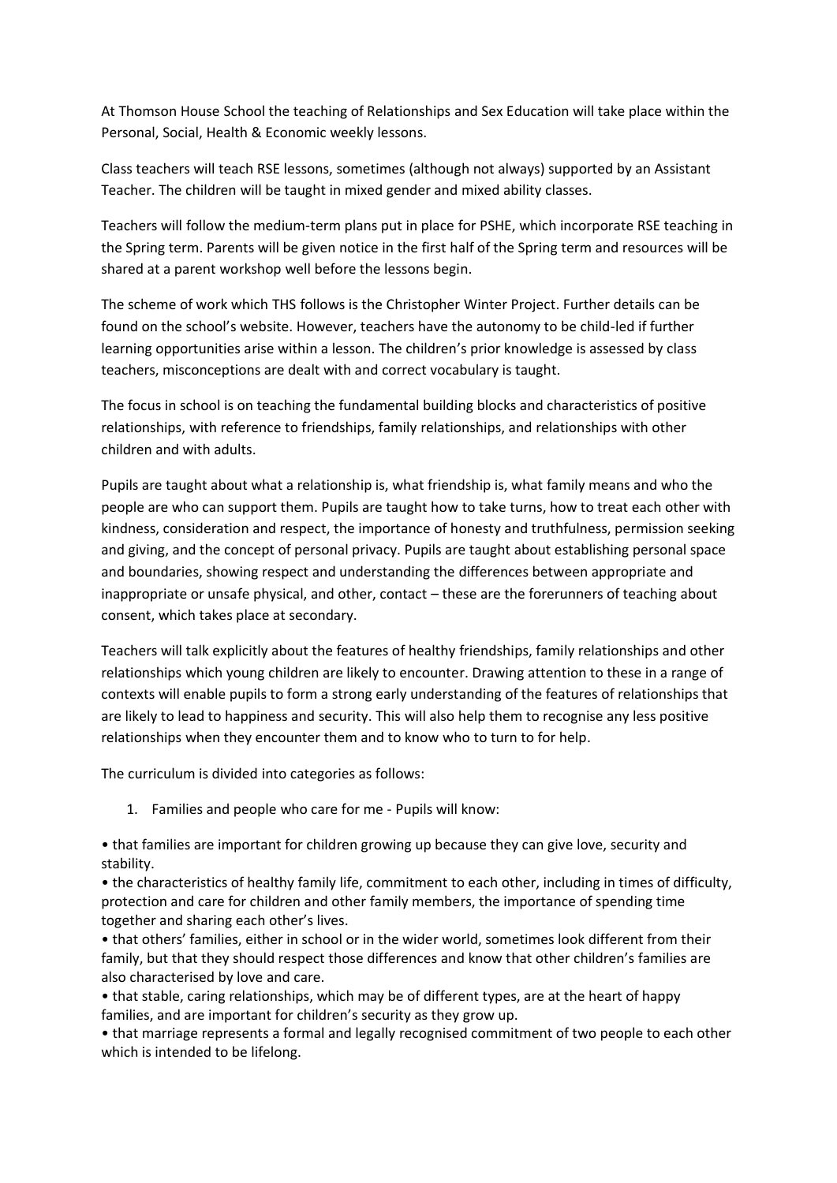At Thomson House School the teaching of Relationships and Sex Education will take place within the Personal, Social, Health & Economic weekly lessons.

Class teachers will teach RSE lessons, sometimes (although not always) supported by an Assistant Teacher. The children will be taught in mixed gender and mixed ability classes.

Teachers will follow the medium-term plans put in place for PSHE, which incorporate RSE teaching in the Spring term. Parents will be given notice in the first half of the Spring term and resources will be shared at a parent workshop well before the lessons begin.

The scheme of work which THS follows is the Christopher Winter Project. Further details can be found on the school's website. However, teachers have the autonomy to be child-led if further learning opportunities arise within a lesson. The children's prior knowledge is assessed by class teachers, misconceptions are dealt with and correct vocabulary is taught.

The focus in school is on teaching the fundamental building blocks and characteristics of positive relationships, with reference to friendships, family relationships, and relationships with other children and with adults.

Pupils are taught about what a relationship is, what friendship is, what family means and who the people are who can support them. Pupils are taught how to take turns, how to treat each other with kindness, consideration and respect, the importance of honesty and truthfulness, permission seeking and giving, and the concept of personal privacy. Pupils are taught about establishing personal space and boundaries, showing respect and understanding the differences between appropriate and inappropriate or unsafe physical, and other, contact – these are the forerunners of teaching about consent, which takes place at secondary.

Teachers will talk explicitly about the features of healthy friendships, family relationships and other relationships which young children are likely to encounter. Drawing attention to these in a range of contexts will enable pupils to form a strong early understanding of the features of relationships that are likely to lead to happiness and security. This will also help them to recognise any less positive relationships when they encounter them and to know who to turn to for help.

The curriculum is divided into categories as follows:

1. Families and people who care for me - Pupils will know:

- that families are important for children growing up because they can give love, security and stability.
- the characteristics of healthy family life, commitment to each other, including in times of difficulty, protection and care for children and other family members, the importance of spending time together and sharing each other's lives.
- that others' families, either in school or in the wider world, sometimes look different from their family, but that they should respect those differences and know that other children's families are also characterised by love and care.
- that stable, caring relationships, which may be of different types, are at the heart of happy families, and are important for children's security as they grow up.
- that marriage represents a formal and legally recognised commitment of two people to each other which is intended to be lifelong.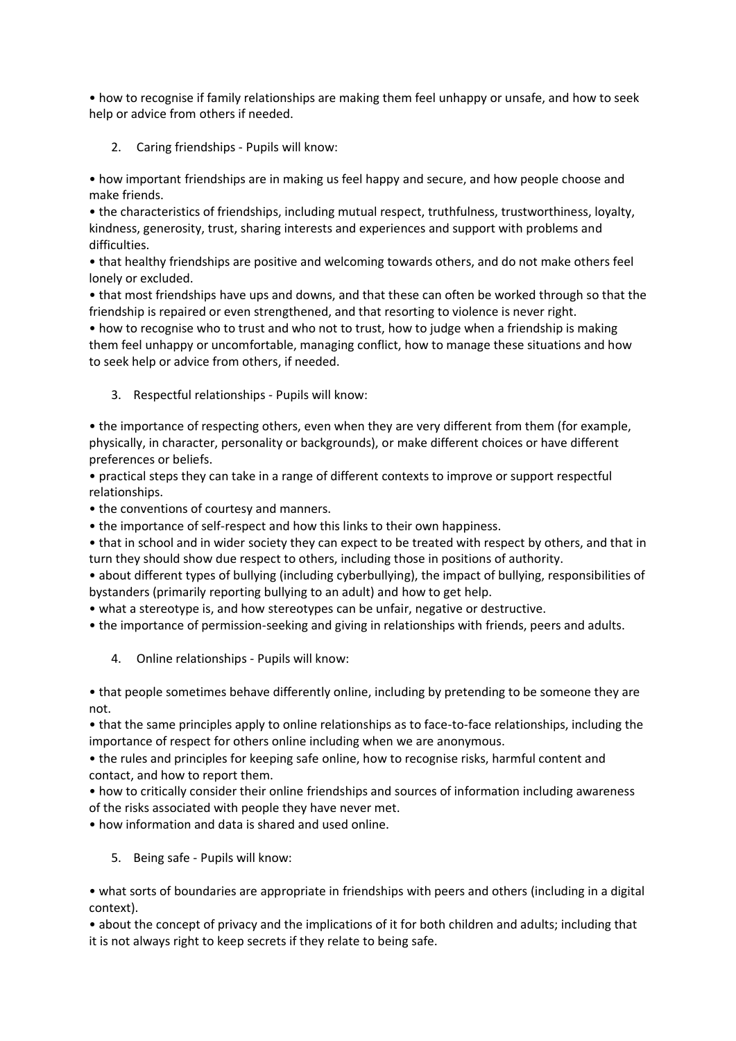- how to recognise if family relationships are making them feel unhappy or unsafe, and how to seek help or advice from others if needed.

2. Caring friendships - Pupils will know:

- how important friendships are in making us feel happy and secure, and how people choose and make friends.
- the characteristics of friendships, including mutual respect, truthfulness, trustworthiness, loyalty, kindness, generosity, trust, sharing interests and experiences and support with problems and difficulties.
- that healthy friendships are positive and welcoming towards others, and do not make others feel lonely or excluded.
- that most friendships have ups and downs, and that these can often be worked through so that the friendship is repaired or even strengthened, and that resorting to violence is never right.
- how to recognise who to trust and who not to trust, how to judge when a friendship is making them feel unhappy or uncomfortable, managing conflict, how to manage these situations and how to seek help or advice from others, if needed.

3. Respectful relationships - Pupils will know:

- the importance of respecting others, even when they are very different from them (for example, physically, in character, personality or backgrounds), or make different choices or have different preferences or beliefs.
- practical steps they can take in a range of different contexts to improve or support respectful relationships.
- the conventions of courtesy and manners.
- the importance of self-respect and how this links to their own happiness.
- that in school and in wider society they can expect to be treated with respect by others, and that in turn they should show due respect to others, including those in positions of authority.
- about different types of bullying (including cyberbullying), the impact of bullying, responsibilities of bystanders (primarily reporting bullying to an adult) and how to get help.
- what a stereotype is, and how stereotypes can be unfair, negative or destructive.
- the importance of permission-seeking and giving in relationships with friends, peers and adults.

4. Online relationships - Pupils will know:

- that people sometimes behave differently online, including by pretending to be someone they are not.
- that the same principles apply to online relationships as to face-to-face relationships, including the importance of respect for others online including when we are anonymous.
- the rules and principles for keeping safe online, how to recognise risks, harmful content and contact, and how to report them.
- how to critically consider their online friendships and sources of information including awareness of the risks associated with people they have never met.
- how information and data is shared and used online.

5. Being safe - Pupils will know:

- what sorts of boundaries are appropriate in friendships with peers and others (including in a digital context).
- about the concept of privacy and the implications of it for both children and adults; including that it is not always right to keep secrets if they relate to being safe.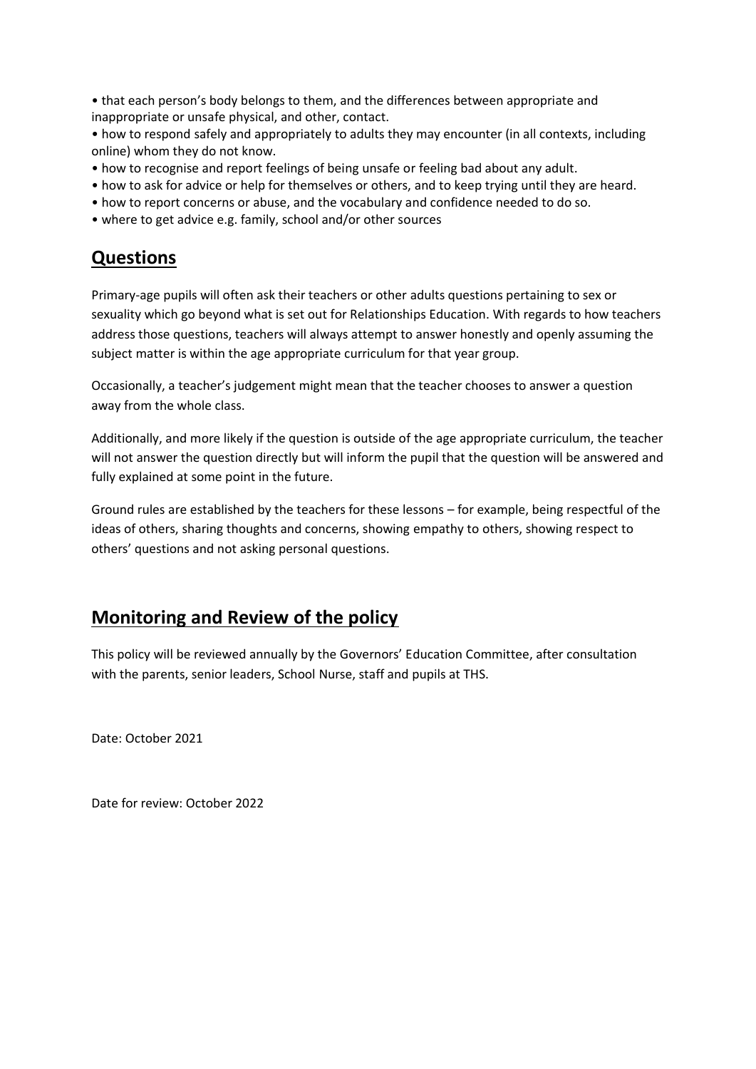- that each person's body belongs to them, and the differences between appropriate and inappropriate or unsafe physical, and other, contact.
- how to respond safely and appropriately to adults they may encounter (in all contexts, including online) whom they do not know.
- how to recognise and report feelings of being unsafe or feeling bad about any adult.
- how to ask for advice or help for themselves or others, and to keep trying until they are heard.
- how to report concerns or abuse, and the vocabulary and confidence needed to do so.
- where to get advice e.g. family, school and/or other sources

## Questions

Primary-age pupils will often ask their teachers or other adults questions pertaining to sex or sexuality which go beyond what is set out for Relationships Education. With regards to how teachers address those questions, teachers will always attempt to answer honestly and openly assuming the subject matter is within the age appropriate curriculum for that year group.

Occasionally, a teacher's judgement might mean that the teacher chooses to answer a question away from the whole class.

Additionally, and more likely if the question is outside of the age appropriate curriculum, the teacher will not answer the question directly but will inform the pupil that the question will be answered and fully explained at some point in the future.

Ground rules are established by the teachers for these lessons – for example, being respectful of the ideas of others, sharing thoughts and concerns, showing empathy to others, showing respect to others' questions and not asking personal questions.

## Monitoring and Review of the policy

This policy will be reviewed annually by the Governors' Education Committee, after consultation with the parents, senior leaders, School Nurse, staff and pupils at THS.

Date: October 2021

Date for review: October 2022